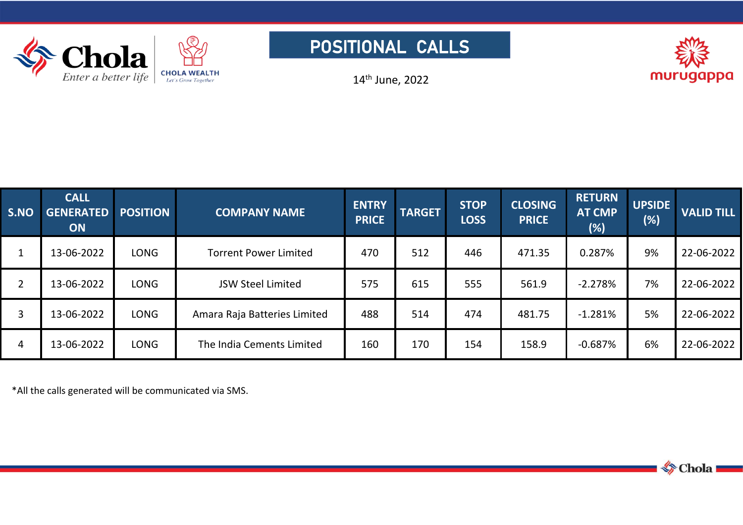# POSITIONAL CALLS

14th June, 2022

| S.NO | CALL GENERATED ON | POSITION | COMPANY NAME | ENTRY PRICE | TARGET | STOP LOSS | CLOSING PRICE | RETURN AT CMP (%) | UPSIDE (%) | VALID TILL |
|---|---|---|---|---|---|---|---|---|---|---|
| 1 | 13-06-2022 | LONG | Torrent Power Limited | 470 | 512 | 446 | 471.35 | 0.287% | 9% | 22-06-2022 |
| 2 | 13-06-2022 | LONG | JSW Steel Limited | 575 | 615 | 555 | 561.9 | -2.278% | 7% | 22-06-2022 |
| 3 | 13-06-2022 | LONG | Amara Raja Batteries Limited | 488 | 514 | 474 | 481.75 | -1.281% | 5% | 22-06-2022 |
| 4 | 13-06-2022 | LONG | The India Cements Limited | 160 | 170 | 154 | 158.9 | -0.687% | 6% | 22-06-2022 |

*All the calls generated will be communicated via SMS.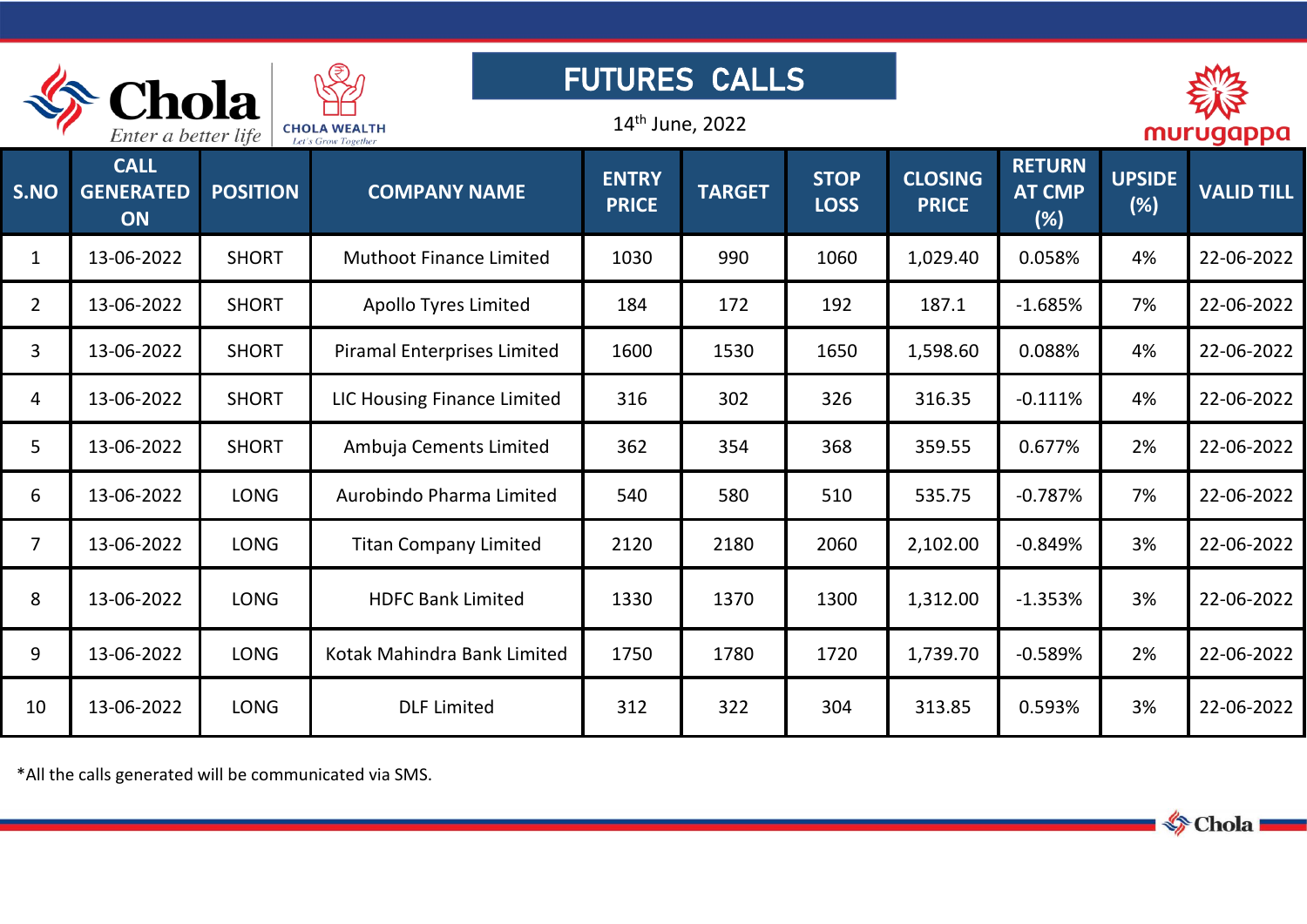# FUTURES CALLS

14th June, 2022

| S.NO | CALL GENERATED ON | POSITION | COMPANY NAME | ENTRY PRICE | TARGET | STOP LOSS | CLOSING PRICE | RETURN AT CMP (%) | UPSIDE (%) | VALID TILL |
|---|---|---|---|---|---|---|---|---|---|---|
| 1 | 13-06-2022 | SHORT | Muthoot Finance Limited | 1030 | 990 | 1060 | 1,029.40 | 0.058% | 4% | 22-06-2022 |
| 2 | 13-06-2022 | SHORT | Apollo Tyres Limited | 184 | 172 | 192 | 187.1 | -1.685% | 7% | 22-06-2022 |
| 3 | 13-06-2022 | SHORT | Piramal Enterprises Limited | 1600 | 1530 | 1650 | 1,598.60 | 0.088% | 4% | 22-06-2022 |
| 4 | 13-06-2022 | SHORT | LIC Housing Finance Limited | 316 | 302 | 326 | 316.35 | -0.111% | 4% | 22-06-2022 |
| 5 | 13-06-2022 | SHORT | Ambuja Cements Limited | 362 | 354 | 368 | 359.55 | 0.677% | 2% | 22-06-2022 |
| 6 | 13-06-2022 | LONG | Aurobindo Pharma Limited | 540 | 580 | 510 | 535.75 | -0.787% | 7% | 22-06-2022 |
| 7 | 13-06-2022 | LONG | Titan Company Limited | 2120 | 2180 | 2060 | 2,102.00 | -0.849% | 3% | 22-06-2022 |
| 8 | 13-06-2022 | LONG | HDFC Bank Limited | 1330 | 1370 | 1300 | 1,312.00 | -1.353% | 3% | 22-06-2022 |
| 9 | 13-06-2022 | LONG | Kotak Mahindra Bank Limited | 1750 | 1780 | 1720 | 1,739.70 | -0.589% | 2% | 22-06-2022 |
| 10 | 13-06-2022 | LONG | DLF Limited | 312 | 322 | 304 | 313.85 | 0.593% | 3% | 22-06-2022 |

*All the calls generated will be communicated via SMS.